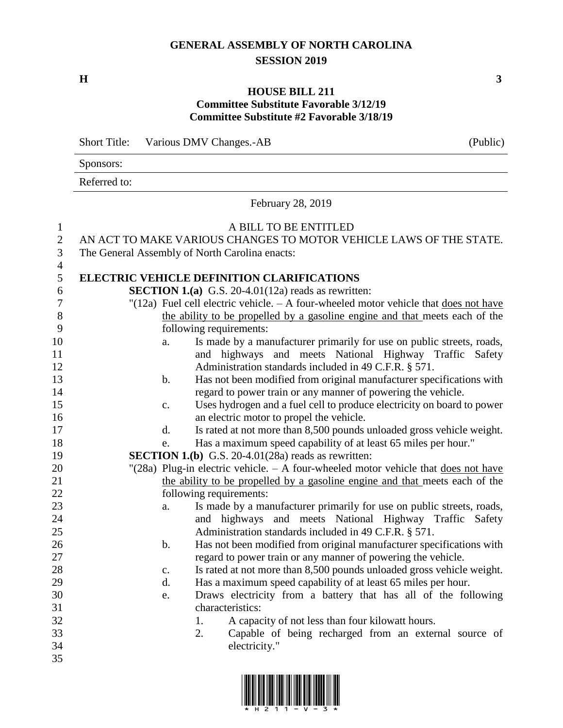# GENERAL ASSEMBLY OF NORTH CAROLINA
## SESSION 2019

**H** **3**

**HOUSE BILL 211**
**Committee Substitute Favorable 3/12/19**
**Committee Substitute #2 Favorable 3/18/19**

Short Title: Various DMV Changes.-AB (Public)

Sponsors:

Referred to:

February 28, 2019

A BILL TO BE ENTITLED

AN ACT TO MAKE VARIOUS CHANGES TO MOTOR VEHICLE LAWS OF THE STATE.

The General Assembly of North Carolina enacts:

**ELECTRIC VEHICLE DEFINITION CLARIFICATIONS**

**SECTION 1.(a)** G.S. 20-4.01(12a) reads as rewritten:

"(12a) Fuel cell electric vehicle. – A four-wheeled motor vehicle that does not have the ability to be propelled by a gasoline engine and that meets each of the following requirements:

a. Is made by a manufacturer primarily for use on public streets, roads, and highways and meets National Highway Traffic Safety Administration standards included in 49 C.F.R. § 571.
b. Has not been modified from original manufacturer specifications with regard to power train or any manner of powering the vehicle.
c. Uses hydrogen and a fuel cell to produce electricity on board to power an electric motor to propel the vehicle.
d. Is rated at not more than 8,500 pounds unloaded gross vehicle weight.
e. Has a maximum speed capability of at least 65 miles per hour."

**SECTION 1.(b)** G.S. 20-4.01(28a) reads as rewritten:

"(28a) Plug-in electric vehicle. – A four-wheeled motor vehicle that does not have the ability to be propelled by a gasoline engine and that meets each of the following requirements:

a. Is made by a manufacturer primarily for use on public streets, roads, and highways and meets National Highway Traffic Safety Administration standards included in 49 C.F.R. § 571.
b. Has not been modified from original manufacturer specifications with regard to power train or any manner of powering the vehicle.
c. Is rated at not more than 8,500 pounds unloaded gross vehicle weight.
d. Has a maximum speed capability of at least 65 miles per hour.
e. Draws electricity from a battery that has all of the following characteristics:
    1. A capacity of not less than four kilowatt hours.
    2. Capable of being recharged from an external source of electricity."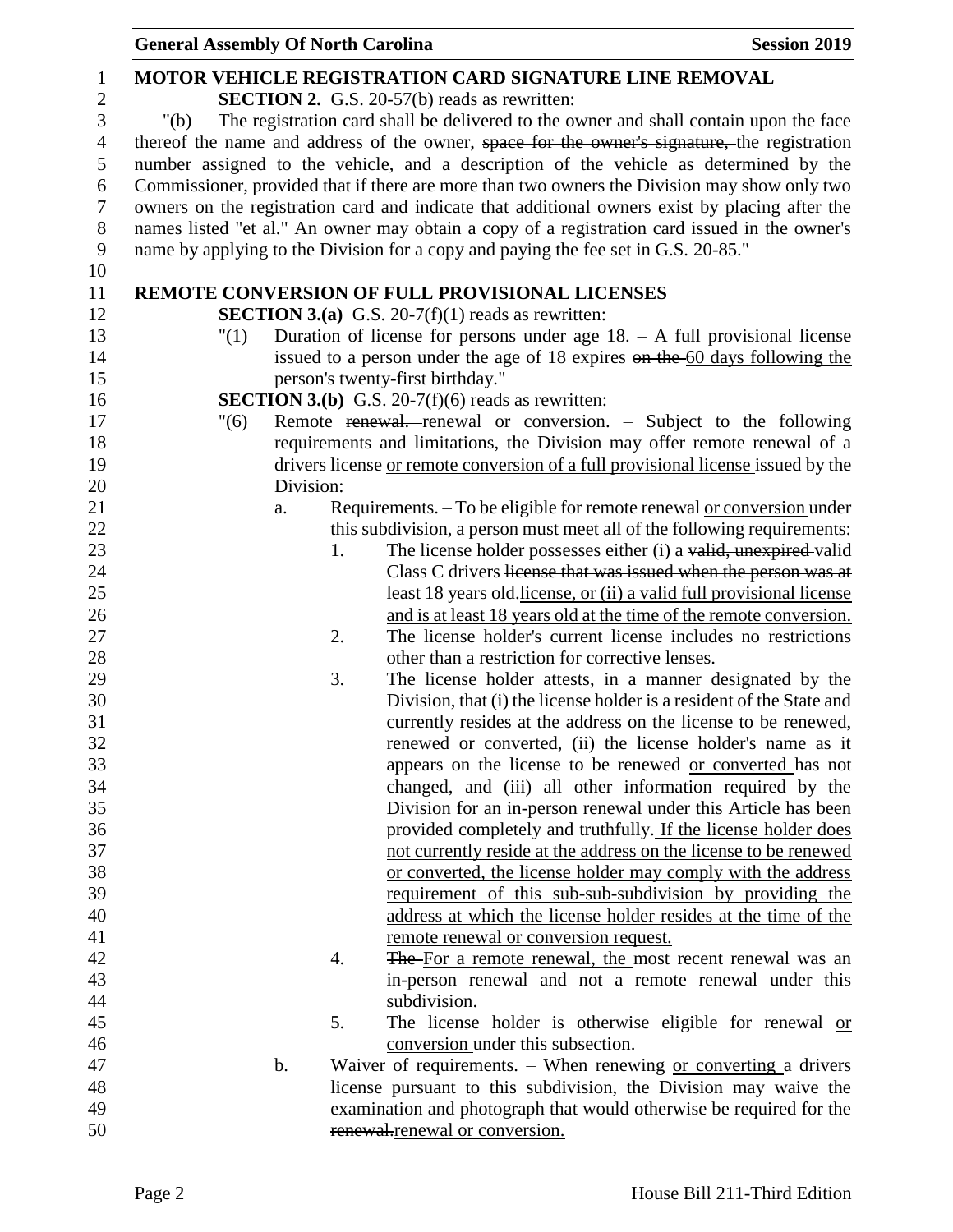**MOTOR VEHICLE REGISTRATION CARD SIGNATURE LINE REMOVAL**

**SECTION 2.** G.S. 20-57(b) reads as rewritten:

"(b) The registration card shall be delivered to the owner and shall contain upon the face thereof the name and address of the owner, ~~space for the owner's signature,~~ the registration number assigned to the vehicle, and a description of the vehicle as determined by the Commissioner, provided that if there are more than two owners the Division may show only two owners on the registration card and indicate that additional owners exist by placing after the names listed "et al." An owner may obtain a copy of a registration card issued in the owner's name by applying to the Division for a copy and paying the fee set in G.S. 20-85."

**REMOTE CONVERSION OF FULL PROVISIONAL LICENSES**

**SECTION 3.(a)** G.S. 20-7(f)(1) reads as rewritten:

"(1) Duration of license for persons under age 18. – A full provisional license issued to a person under the age of 18 expires ~~on the~~ <u>60 days following the</u> person's twenty-first birthday."

**SECTION 3.(b)** G.S. 20-7(f)(6) reads as rewritten:

"(6) Remote ~~renewal.~~ <u>renewal or conversion.</u> – Subject to the following requirements and limitations, the Division may offer remote renewal of a drivers license <u>or remote conversion of a full provisional license</u> issued by the Division:

a. Requirements. – To be eligible for remote renewal <u>or conversion</u> under this subdivision, a person must meet all of the following requirements:

1. The license holder possesses <u>either (i)</u> a ~~valid, unexpired~~ <u>valid</u> Class C drivers ~~license that was issued when the person was at least 18 years old.~~<u>license, or (ii) a valid full provisional license and is at least 18 years old at the time of the remote conversion.</u>
2. The license holder's current license includes no restrictions other than a restriction for corrective lenses.
3. The license holder attests, in a manner designated by the Division, that (i) the license holder is a resident of the State and currently resides at the address on the license to be ~~renewed,~~ <u>renewed or converted,</u> (ii) the license holder's name as it appears on the license to be renewed <u>or converted</u> has not changed, and (iii) all other information required by the Division for an in-person renewal under this Article has been provided completely and truthfully. <u>If the license holder does not currently reside at the address on the license to be renewed or converted, the license holder may comply with the address requirement of this sub-sub-subdivision by providing the address at which the license holder resides at the time of the remote renewal or conversion request.</u>
4. ~~The~~ <u>For a remote renewal, the</u> most recent renewal was an in-person renewal and not a remote renewal under this subdivision.
5. The license holder is otherwise eligible for renewal <u>or conversion</u> under this subsection.

b. Waiver of requirements. – When renewing <u>or converting</u> a drivers license pursuant to this subdivision, the Division may waive the examination and photograph that would otherwise be required for the ~~renewal.~~<u>renewal or conversion.</u>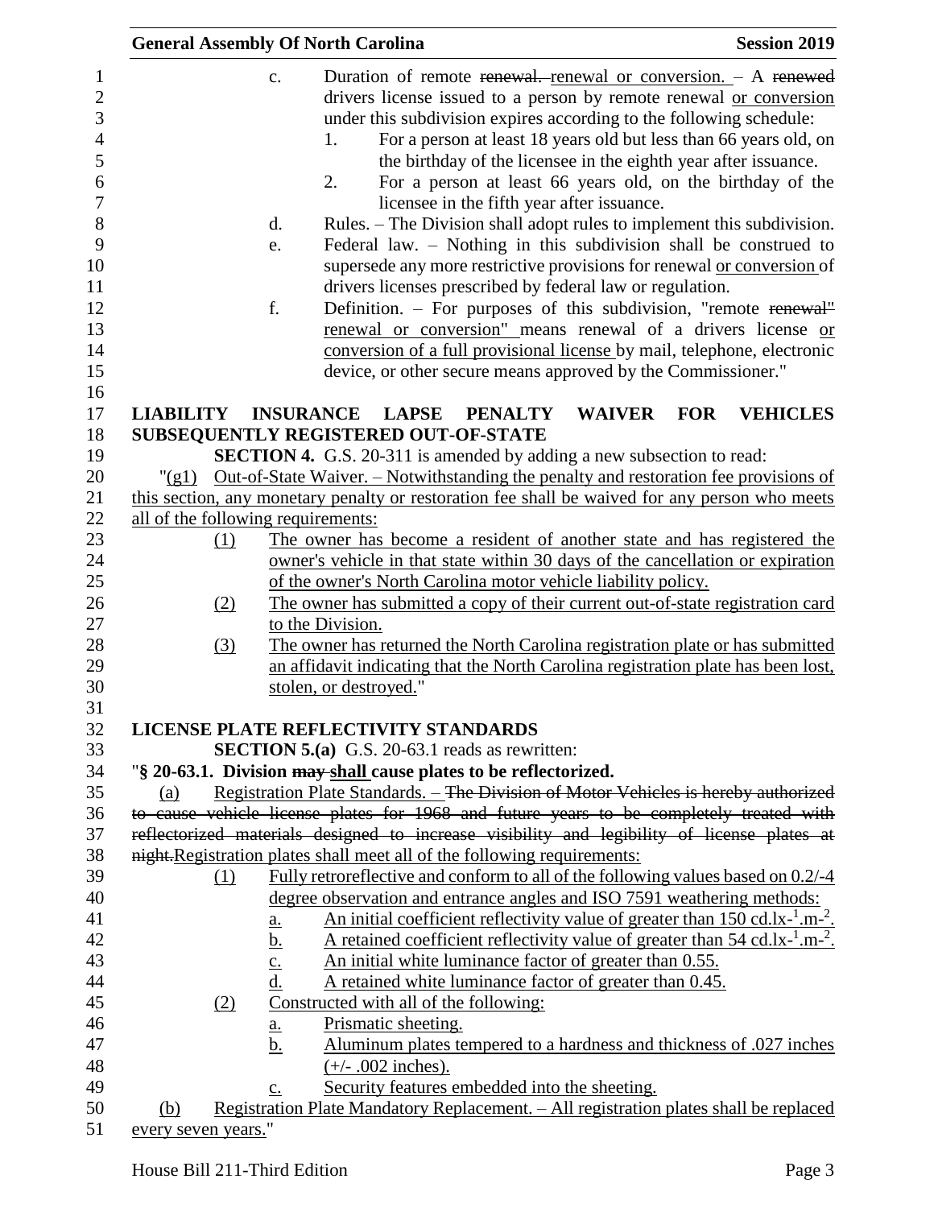c. Duration of remote ~~renewal.~~ renewal or conversion. – A ~~renewed~~ drivers license issued to a person by remote renewal or conversion under this subdivision expires according to the following schedule:

1. For a person at least 18 years old but less than 66 years old, on the birthday of the licensee in the eighth year after issuance.
2. For a person at least 66 years old, on the birthday of the licensee in the fifth year after issuance.

d. Rules. – The Division shall adopt rules to implement this subdivision.

e. Federal law. – Nothing in this subdivision shall be construed to supersede any more restrictive provisions for renewal or conversion of drivers licenses prescribed by federal law or regulation.

f. Definition. – For purposes of this subdivision, "remote ~~renewal"~~ renewal or conversion" means renewal of a drivers license or conversion of a full provisional license by mail, telephone, electronic device, or other secure means approved by the Commissioner."

**LIABILITY INSURANCE LAPSE PENALTY WAIVER FOR VEHICLES SUBSEQUENTLY REGISTERED OUT-OF-STATE**

**SECTION 4.** G.S. 20-311 is amended by adding a new subsection to read:

"(g1) Out-of-State Waiver. – Notwithstanding the penalty and restoration fee provisions of this section, any monetary penalty or restoration fee shall be waived for any person who meets all of the following requirements:

(1) The owner has become a resident of another state and has registered the owner's vehicle in that state within 30 days of the cancellation or expiration of the owner's North Carolina motor vehicle liability policy.

(2) The owner has submitted a copy of their current out-of-state registration card to the Division.

(3) The owner has returned the North Carolina registration plate or has submitted an affidavit indicating that the North Carolina registration plate has been lost, stolen, or destroyed."

**LICENSE PLATE REFLECTIVITY STANDARDS**

**SECTION 5.(a)** G.S. 20-63.1 reads as rewritten:

"**§ 20-63.1. Division ~~may~~ shall cause plates to be reflectorized.**

(a) Registration Plate Standards. – ~~The Division of Motor Vehicles is hereby authorized to cause vehicle license plates for 1968 and future years to be completely treated with reflectorized materials designed to increase visibility and legibility of license plates at night.~~Registration plates shall meet all of the following requirements:

(1) Fully retroreflective and conform to all of the following values based on 0.2/-4 degree observation and entrance angles and ISO 7591 weathering methods:

a. An initial coefficient reflectivity value of greater than 150 $cd.lx^{-1}.m^{-2}$.
b. A retained coefficient reflectivity value of greater than 54 $cd.lx^{-1}.m^{-2}$.
c. An initial white luminance factor of greater than 0.55.
d. A retained white luminance factor of greater than 0.45.

(2) Constructed with all of the following:

a. Prismatic sheeting.
b. Aluminum plates tempered to a hardness and thickness of .027 inches (+/- .002 inches).
c. Security features embedded into the sheeting.

(b) Registration Plate Mandatory Replacement. – All registration plates shall be replaced every seven years."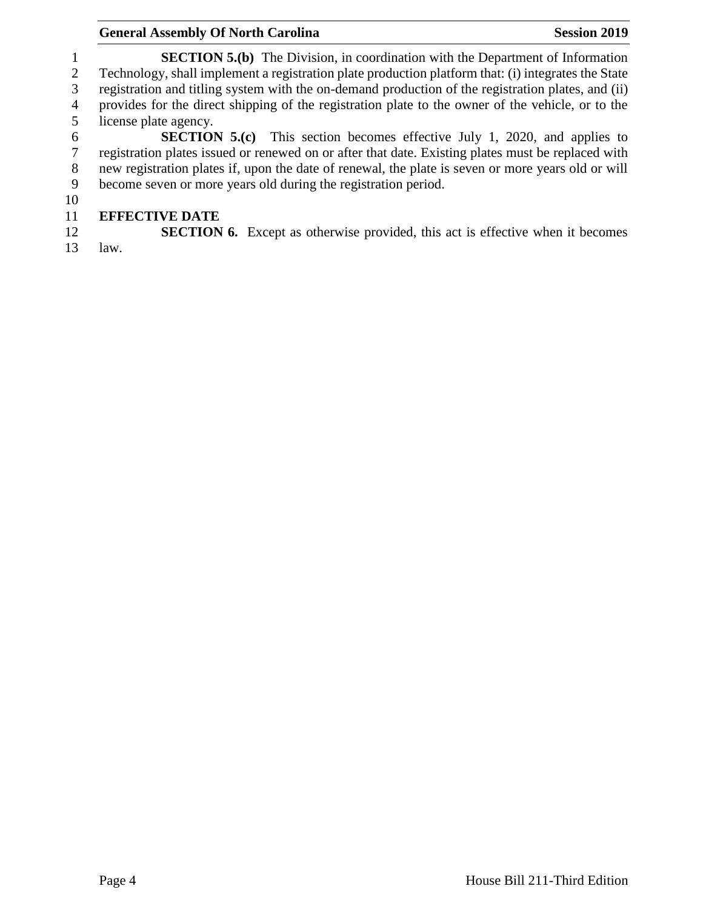**SECTION 5.(b)** The Division, in coordination with the Department of Information Technology, shall implement a registration plate production platform that: (i) integrates the State registration and titling system with the on-demand production of the registration plates, and (ii) provides for the direct shipping of the registration plate to the owner of the vehicle, or to the license plate agency.

**SECTION 5.(c)** This section becomes effective July 1, 2020, and applies to registration plates issued or renewed on or after that date. Existing plates must be replaced with new registration plates if, upon the date of renewal, the plate is seven or more years old or will become seven or more years old during the registration period.

**EFFECTIVE DATE**

**SECTION 6.** Except as otherwise provided, this act is effective when it becomes law.